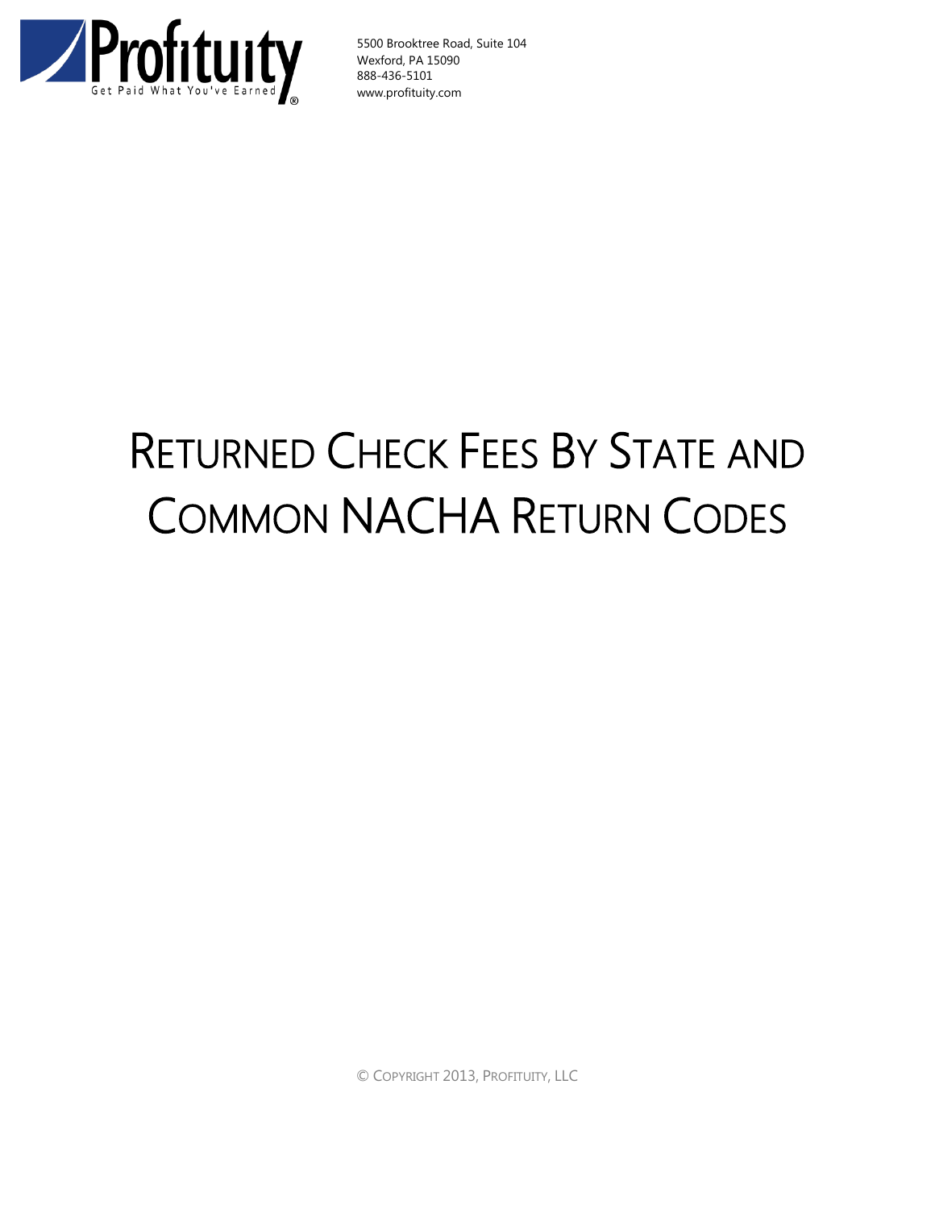Profituity

Get Paid What You've Earned ®

5500 Brooktree Road, Suite 104
Wexford, PA 15090
888-436-5101
www.profituity.com

# Returned Check Fees By State and Common NACHA Return Codes

© Copyright 2013, Profituity, LLC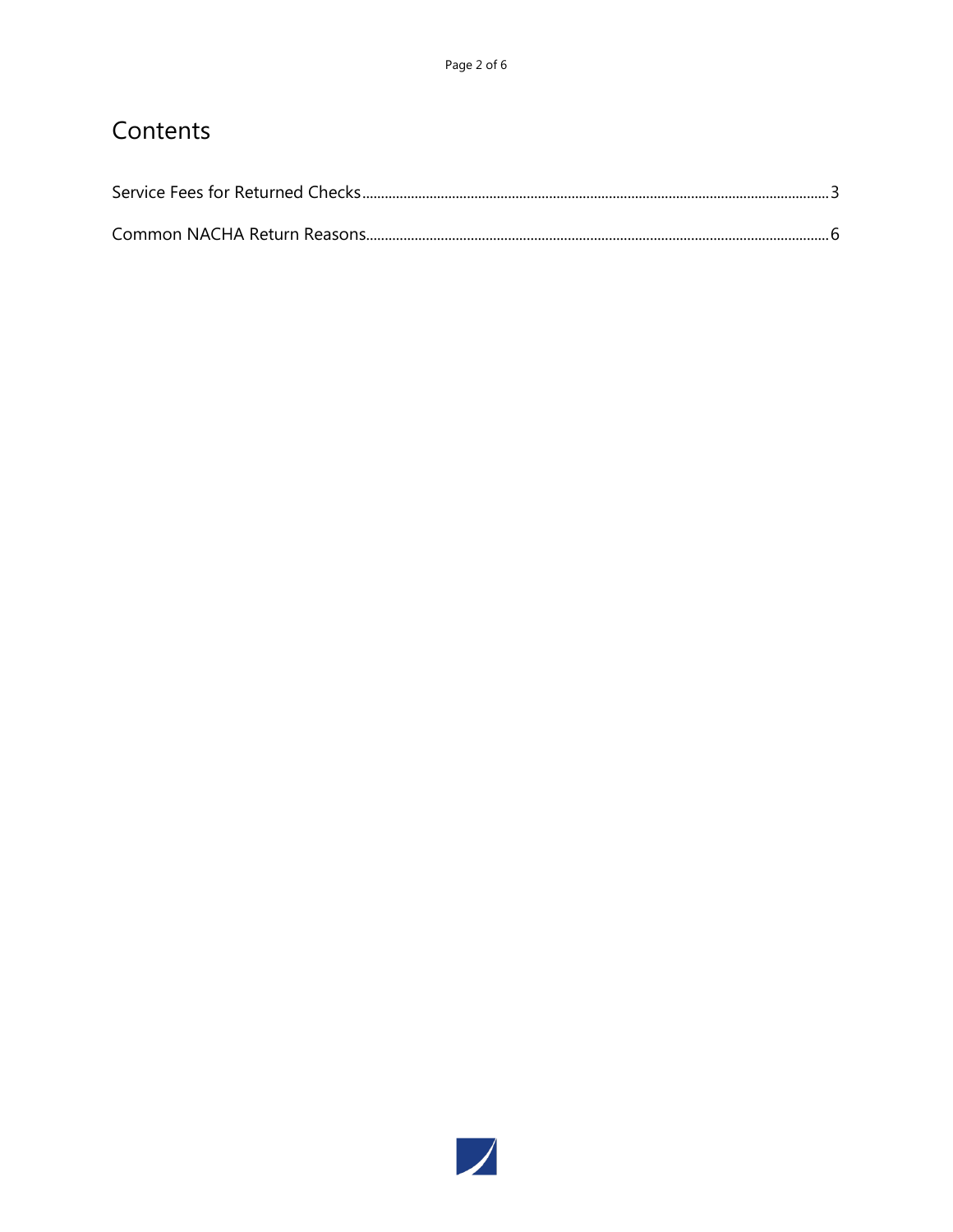# Contents

Service Fees for Returned Checks ........................................ 3

Common NACHA Return Reasons ........................................ 6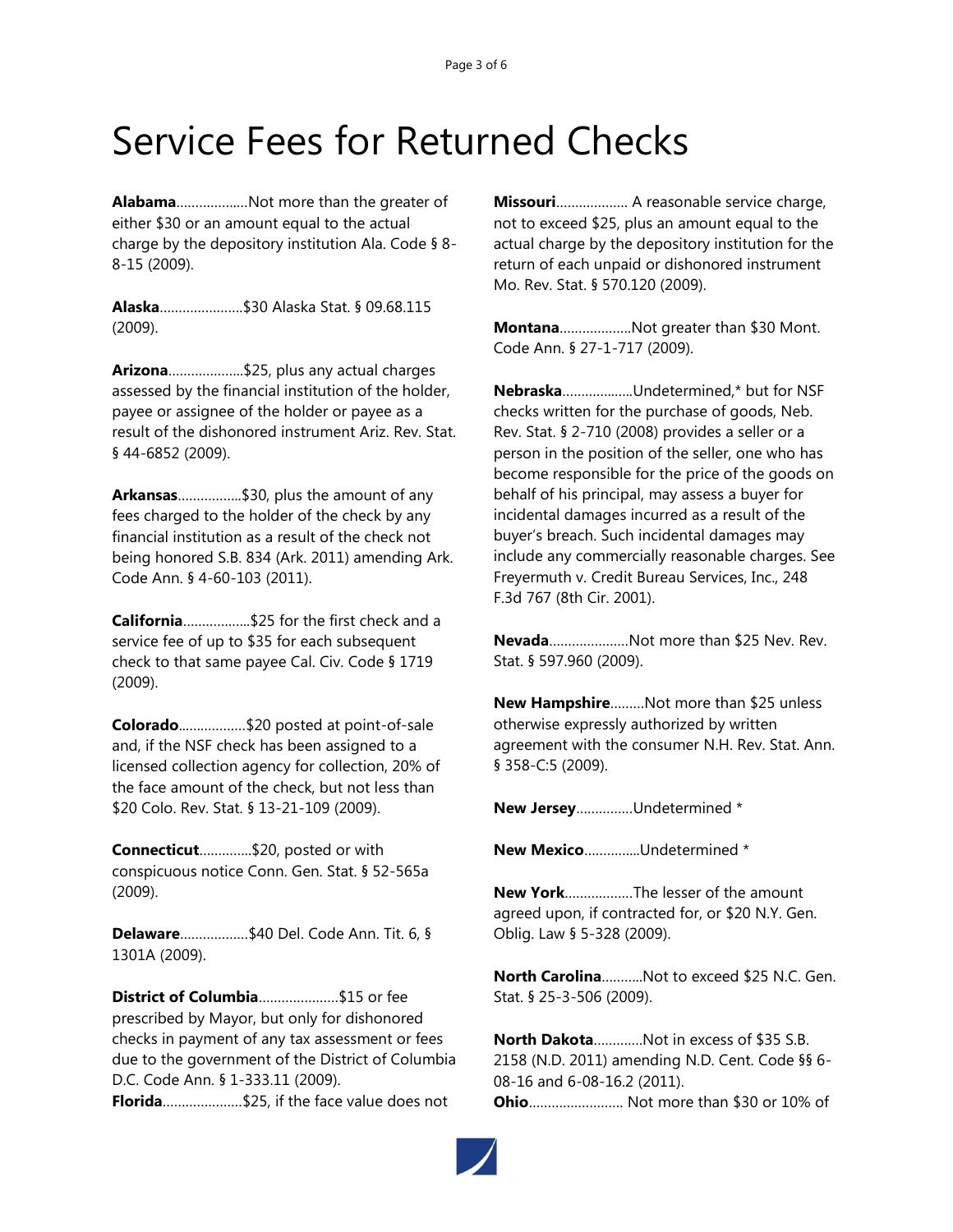# Service Fees for Returned Checks

**Alabama**...................Not more than the greater of either $30 or an amount equal to the actual charge by the depository institution Ala. Code § 8-8-15 (2009).

**Alaska**......................$30 Alaska Stat. § 09.68.115 (2009).

**Arizona**....................$25, plus any actual charges assessed by the financial institution of the holder, payee or assignee of the holder or payee as a result of the dishonored instrument Ariz. Rev. Stat. § 44-6852 (2009).

**Arkansas**.................$30, plus the amount of any fees charged to the holder of the check by any financial institution as a result of the check not being honored S.B. 834 (Ark. 2011) amending Ark. Code Ann. § 4-60-103 (2011).

**California**..................$25 for the first check and a service fee of up to $35 for each subsequent check to that same payee Cal. Civ. Code § 1719 (2009).

**Colorado**..................$20 posted at point-of-sale and, if the NSF check has been assigned to a licensed collection agency for collection, 20% of the face amount of the check, but not less than $20 Colo. Rev. Stat. § 13-21-109 (2009).

**Connecticut**..............$20, posted or with conspicuous notice Conn. Gen. Stat. § 52-565a (2009).

**Delaware**..................$40 Del. Code Ann. Tit. 6, § 1301A (2009).

**District of Columbia**.....................$15 or fee prescribed by Mayor, but only for dishonored checks in payment of any tax assessment or fees due to the government of the District of Columbia D.C. Code Ann. § 1-333.11 (2009).

**Florida**.....................$25, if the face value does not

**Missouri**................... A reasonable service charge, not to exceed $25, plus an amount equal to the actual charge by the depository institution for the return of each unpaid or dishonored instrument Mo. Rev. Stat. § 570.120 (2009).

**Montana**...................Not greater than $30 Mont. Code Ann. § 27-1-717 (2009).

**Nebraska**...................Undetermined,* but for NSF checks written for the purchase of goods, Neb. Rev. Stat. § 2-710 (2008) provides a seller or a person in the position of the seller, one who has become responsible for the price of the goods on behalf of his principal, may assess a buyer for incidental damages incurred as a result of the buyer's breach. Such incidental damages may include any commercially reasonable charges. See Freyermuth v. Credit Bureau Services, Inc., 248 F.3d 767 (8th Cir. 2001).

**Nevada**.....................Not more than $25 Nev. Rev. Stat. § 597.960 (2009).

**New Hampshire**.........Not more than $25 unless otherwise expressly authorized by written agreement with the consumer N.H. Rev. Stat. Ann. § 358-C:5 (2009).

**New Jersey**...............Undetermined *

**New Mexico**..............Undetermined *

**New York**..................The lesser of the amount agreed upon, if contracted for, or $20 N.Y. Gen. Oblig. Law § 5-328 (2009).

**North Carolina**...........Not to exceed $25 N.C. Gen. Stat. § 25-3-506 (2009).

**North Dakota**.............Not in excess of $35 S.B. 2158 (N.D. 2011) amending N.D. Cent. Code §§ 6-08-16 and 6-08-16.2 (2011).

**Ohio**......................... Not more than $30 or 10% of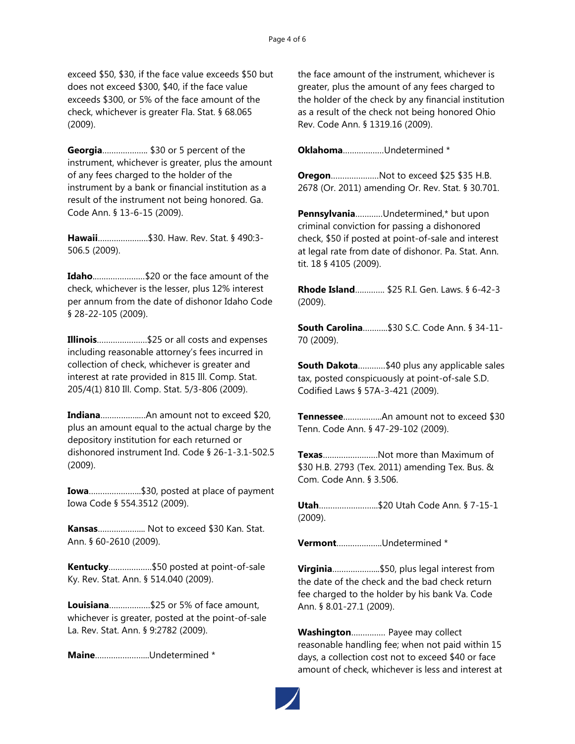exceed $50, $30, if the face value exceeds $50 but does not exceed $300, $40, if the face value exceeds $300, or 5% of the face amount of the check, whichever is greater Fla. Stat. § 68.065 (2009).

**Georgia**.................... $30 or 5 percent of the instrument, whichever is greater, plus the amount of any fees charged to the holder of the instrument by a bank or financial institution as a result of the instrument not being honored. Ga. Code Ann. § 13-6-15 (2009).

**Hawaii**......................$30. Haw. Rev. Stat. § 490:3-506.5 (2009).

**Idaho**.......................$20 or the face amount of the check, whichever is the lesser, plus 12% interest per annum from the date of dishonor Idaho Code § 28-22-105 (2009).

**Illinois**......................$25 or all costs and expenses including reasonable attorney's fees incurred in collection of check, whichever is greater and interest at rate provided in 815 Ill. Comp. Stat. 205/4(1) 810 Ill. Comp. Stat. 5/3-806 (2009).

**Indiana**....................An amount not to exceed $20, plus an amount equal to the actual charge by the depository institution for each returned or dishonored instrument Ind. Code § 26-1-3.1-502.5 (2009).

**Iowa**.......................$30, posted at place of payment Iowa Code § 554.3512 (2009).

**Kansas**..................... Not to exceed $30 Kan. Stat. Ann. § 60-2610 (2009).

**Kentucky**...................$50 posted at point-of-sale Ky. Rev. Stat. Ann. § 514.040 (2009).

**Louisiana**..................$25 or 5% of face amount, whichever is greater, posted at the point-of-sale La. Rev. Stat. Ann. § 9:2782 (2009).

**Maine**........................Undetermined *

the face amount of the instrument, whichever is greater, plus the amount of any fees charged to the holder of the check by any financial institution as a result of the check not being honored Ohio Rev. Code Ann. § 1319.16 (2009).

**Oklahoma**..................Undetermined *

**Oregon**.....................Not to exceed $25 $35 H.B. 2678 (Or. 2011) amending Or. Rev. Stat. § 30.701.

**Pennsylvania**............Undetermined,* but upon criminal conviction for passing a dishonored check, $50 if posted at point-of-sale and interest at legal rate from date of dishonor. Pa. Stat. Ann. tit. 18 § 4105 (2009).

**Rhode Island**............. $25 R.I. Gen. Laws. § 6-42-3 (2009).

**South Carolina**...........$30 S.C. Code Ann. § 34-11-70 (2009).

**South Dakota**............$40 plus any applicable sales tax, posted conspicuously at point-of-sale S.D. Codified Laws § 57A-3-421 (2009).

**Tennessee**.................An amount not to exceed $30 Tenn. Code Ann. § 47-29-102 (2009).

**Texas**........................Not more than Maximum of $30 H.B. 2793 (Tex. 2011) amending Tex. Bus. & Com. Code Ann. § 3.506.

**Utah**..........................$20 Utah Code Ann. § 7-15-1 (2009).

**Vermont**....................Undetermined *

**Virginia**.....................$50, plus legal interest from the date of the check and the bad check return fee charged to the holder by his bank Va. Code Ann. § 8.01-27.1 (2009).

**Washington**............... Payee may collect reasonable handling fee; when not paid within 15 days, a collection cost not to exceed $40 or face amount of check, whichever is less and interest at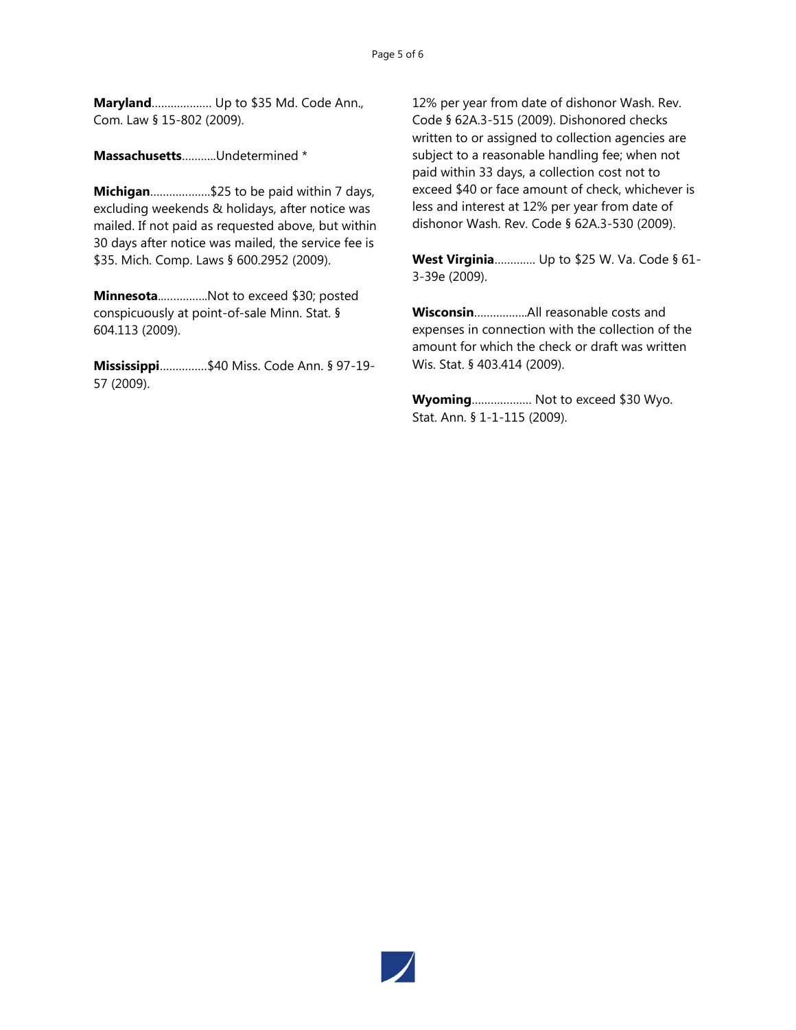**Maryland**................... Up to $35 Md. Code Ann., Com. Law § 15-802 (2009).

**Massachusetts**...........Undetermined *

**Michigan**...................$25 to be paid within 7 days, excluding weekends & holidays, after notice was mailed. If not paid as requested above, but within 30 days after notice was mailed, the service fee is $35. Mich. Comp. Laws § 600.2952 (2009).

**Minnesota**................Not to exceed $30; posted conspicuously at point-of-sale Minn. Stat. § 604.113 (2009).

**Mississippi**...............$40 Miss. Code Ann. § 97-19-57 (2009).

12% per year from date of dishonor Wash. Rev. Code § 62A.3-515 (2009). Dishonored checks written to or assigned to collection agencies are subject to a reasonable handling fee; when not paid within 33 days, a collection cost not to exceed $40 or face amount of check, whichever is less and interest at 12% per year from date of dishonor Wash. Rev. Code § 62A.3-530 (2009).

**West Virginia**............. Up to $25 W. Va. Code § 61-3-39e (2009).

**Wisconsin**.................All reasonable costs and expenses in connection with the collection of the amount for which the check or draft was written Wis. Stat. § 403.414 (2009).

**Wyoming**................... Not to exceed $30 Wyo. Stat. Ann. § 1-1-115 (2009).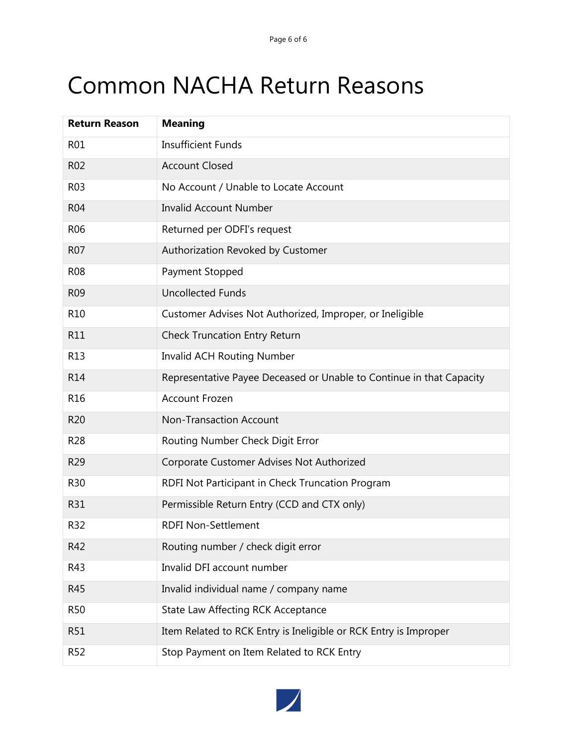# Common NACHA Return Reasons

| Return Reason | Meaning |
| --- | --- |
| R01 | Insufficient Funds |
| R02 | Account Closed |
| R03 | No Account / Unable to Locate Account |
| R04 | Invalid Account Number |
| R06 | Returned per ODFI's request |
| R07 | Authorization Revoked by Customer |
| R08 | Payment Stopped |
| R09 | Uncollected Funds |
| R10 | Customer Advises Not Authorized, Improper, or Ineligible |
| R11 | Check Truncation Entry Return |
| R13 | Invalid ACH Routing Number |
| R14 | Representative Payee Deceased or Unable to Continue in that Capacity |
| R16 | Account Frozen |
| R20 | Non-Transaction Account |
| R28 | Routing Number Check Digit Error |
| R29 | Corporate Customer Advises Not Authorized |
| R30 | RDFI Not Participant in Check Truncation Program |
| R31 | Permissible Return Entry (CCD and CTX only) |
| R32 | RDFI Non-Settlement |
| R42 | Routing number / check digit error |
| R43 | Invalid DFI account number |
| R45 | Invalid individual name / company name |
| R50 | State Law Affecting RCK Acceptance |
| R51 | Item Related to RCK Entry is Ineligible or RCK Entry is Improper |
| R52 | Stop Payment on Item Related to RCK Entry |